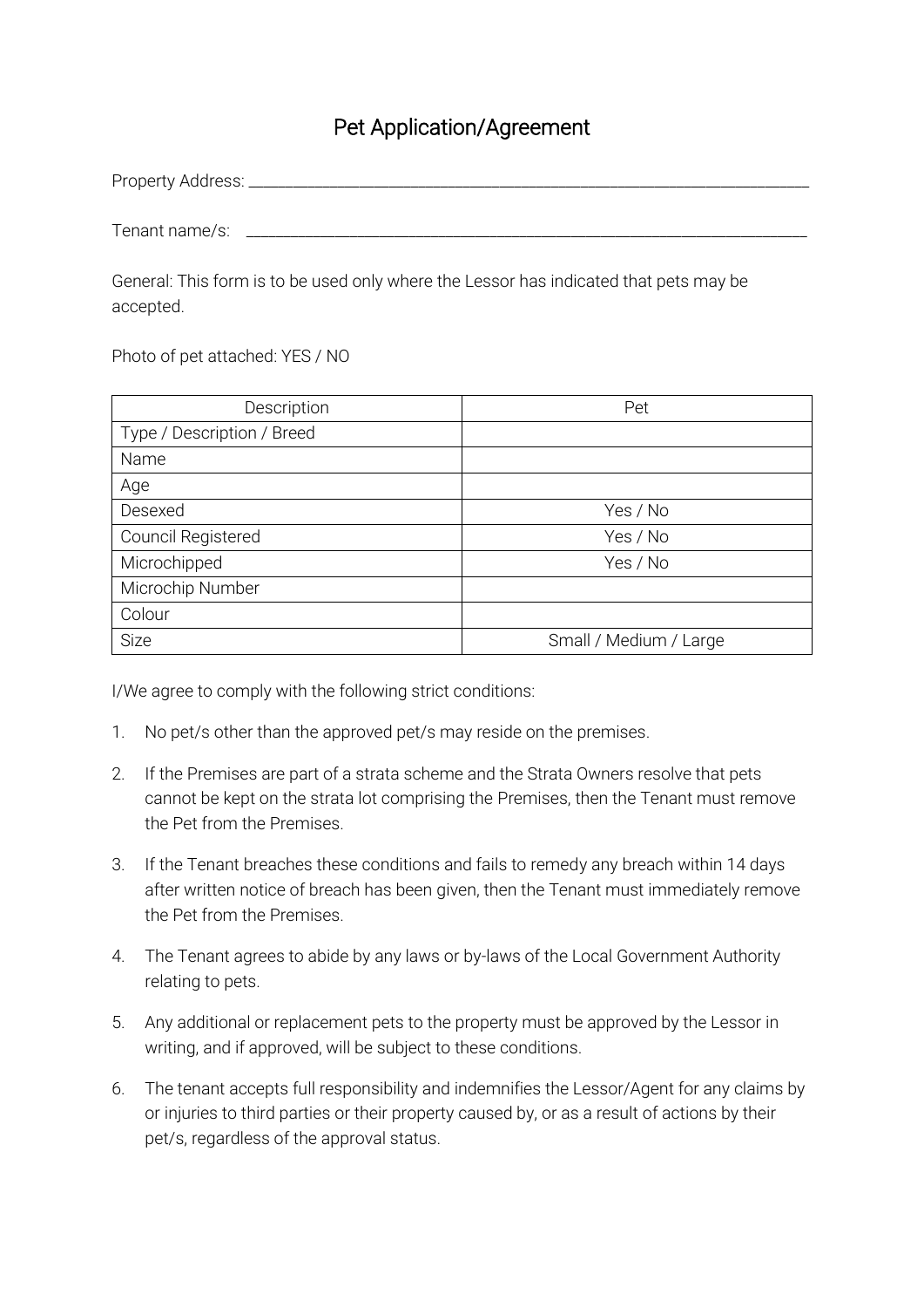# Pet Application/Agreement

Property Address: ___________________________________________________________________

Tenant name/s: ___________________________________________________________________

General: This form is to be used only where the Lessor has indicated that pets may be accepted.

Photo of pet attached: YES / NO

| Description | Pet |
|---|---|
| Type / Description / Breed | |
| Name | |
| Age | |
| Desexed | Yes / No |
| Council Registered | Yes / No |
| Microchipped | Yes / No |
| Microchip Number | |
| Colour | |
| Size | Small / Medium / Large |

I/We agree to comply with the following strict conditions:

1. No pet/s other than the approved pet/s may reside on the premises.
2. If the Premises are part of a strata scheme and the Strata Owners resolve that pets cannot be kept on the strata lot comprising the Premises, then the Tenant must remove the Pet from the Premises.
3. If the Tenant breaches these conditions and fails to remedy any breach within 14 days after written notice of breach has been given, then the Tenant must immediately remove the Pet from the Premises.
4. The Tenant agrees to abide by any laws or by-laws of the Local Government Authority relating to pets.
5. Any additional or replacement pets to the property must be approved by the Lessor in writing, and if approved, will be subject to these conditions.
6. The tenant accepts full responsibility and indemnifies the Lessor/Agent for any claims by or injuries to third parties or their property caused by, or as a result of actions by their pet/s, regardless of the approval status.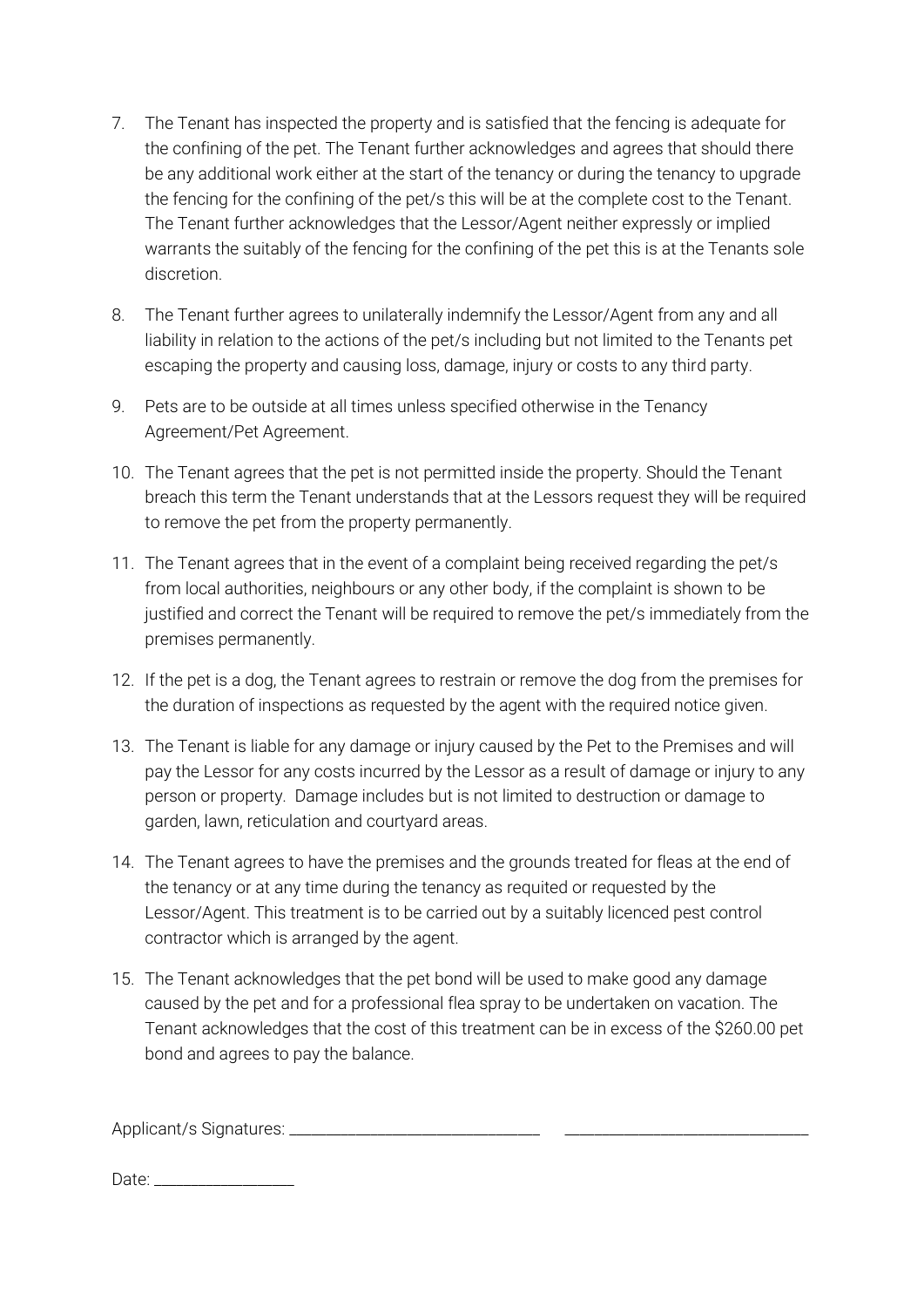7. The Tenant has inspected the property and is satisfied that the fencing is adequate for the confining of the pet. The Tenant further acknowledges and agrees that should there be any additional work either at the start of the tenancy or during the tenancy to upgrade the fencing for the confining of the pet/s this will be at the complete cost to the Tenant. The Tenant further acknowledges that the Lessor/Agent neither expressly or implied warrants the suitably of the fencing for the confining of the pet this is at the Tenants sole discretion.

8. The Tenant further agrees to unilaterally indemnify the Lessor/Agent from any and all liability in relation to the actions of the pet/s including but not limited to the Tenants pet escaping the property and causing loss, damage, injury or costs to any third party.

9. Pets are to be outside at all times unless specified otherwise in the Tenancy Agreement/Pet Agreement.

10. The Tenant agrees that the pet is not permitted inside the property. Should the Tenant breach this term the Tenant understands that at the Lessors request they will be required to remove the pet from the property permanently.

11. The Tenant agrees that in the event of a complaint being received regarding the pet/s from local authorities, neighbours or any other body, if the complaint is shown to be justified and correct the Tenant will be required to remove the pet/s immediately from the premises permanently.

12. If the pet is a dog, the Tenant agrees to restrain or remove the dog from the premises for the duration of inspections as requested by the agent with the required notice given.

13. The Tenant is liable for any damage or injury caused by the Pet to the Premises and will pay the Lessor for any costs incurred by the Lessor as a result of damage or injury to any person or property. Damage includes but is not limited to destruction or damage to garden, lawn, reticulation and courtyard areas.

14. The Tenant agrees to have the premises and the grounds treated for fleas at the end of the tenancy or at any time during the tenancy as requited or requested by the Lessor/Agent. This treatment is to be carried out by a suitably licenced pest control contractor which is arranged by the agent.

15. The Tenant acknowledges that the pet bond will be used to make good any damage caused by the pet and for a professional flea spray to be undertaken on vacation. The Tenant acknowledges that the cost of this treatment can be in excess of the $260.00 pet bond and agrees to pay the balance.

Applicant/s Signatures: ______________________________ ______________________________

Date: _________________